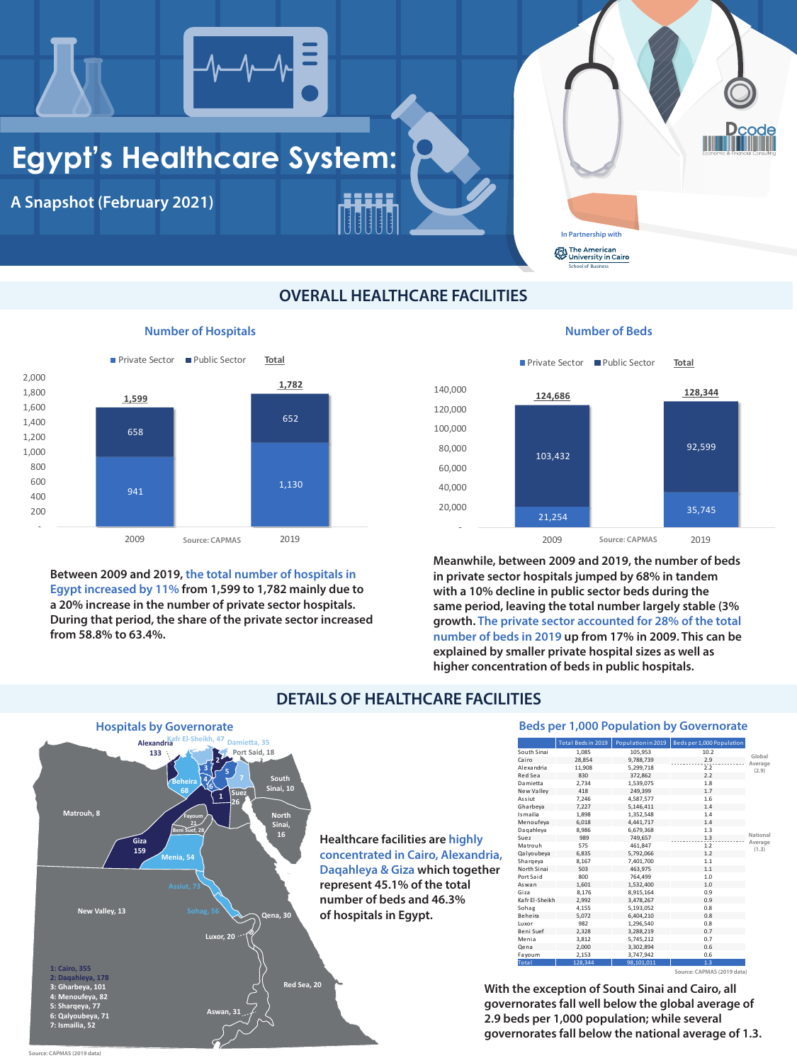# Egypt's Healthcare System:

## A Snapshot (February 2021)

Dcode Economic & Financial Consulting

In Partnership with The American University in Cairo School of Business

## OVERALL HEALTHCARE FACILITIES

### Number of Hospitals

| | 2009 | 2019 |
|---|---|---|
| Private Sector | 941 | 1,130 |
| Public Sector | 658 | 652 |
| **Total** | 1,599 | 1,782 |

Source: CAPMAS

### Number of Beds

| | 2009 | 2019 |
|---|---|---|
| Private Sector | 21,254 | 35,745 |
| Public Sector | 103,432 | 92,599 |
| **Total** | 124,686 | 128,344 |

Source: CAPMAS

**Between 2009 and 2019, the total number of hospitals in Egypt increased by 11% from 1,599 to 1,782 mainly due to a 20% increase in the number of private sector hospitals. During that period, the share of the private sector increased from 58.8% to 63.4%.**

**Meanwhile, between 2009 and 2019, the number of beds in private sector hospitals jumped by 68% in tandem with a 10% decline in public sector beds during the same period, leaving the total number largely stable (3% growth. The private sector accounted for 28% of the total number of beds in 2019 up from 17% in 2009. This can be explained by smaller private hospital sizes as well as higher concentration of beds in public hospitals.**

## DETAILS OF HEALTHCARE FACILITIES

### Hospitals by Governorate

Alexandria 133; Kafr El-Sheikh, 47; Damietta, 35; Port Said, 18; South Sinai, 10; Beheira 68; Suez 26; Matrouh, 8; North Sinai, 16; Fayoum 21; Beni Suef, 28; Giza 159; Menia, 54; Assiut, 73; New Valley, 13; Sohag, 56; Qena, 30; Luxor, 20; Red Sea, 20; Aswan, 31

1: Cairo, 355
2: Daqahleya, 178
3: Gharbeya, 101
4: Menoufeya, 82
5: Sharqeya, 77
6: Qalyoubeya, 71
7: Ismailia, 52

Source: CAPMAS (2019 data)

**Healthcare facilities are highly concentrated in Cairo, Alexandria, Daqahleya & Giza which together represent 45.1% of the total number of beds and 46.3% of hospitals in Egypt.**

### Beds per 1,000 Population by Governorate

| | Total Beds in 2019 | Population in 2019 | Beds per 1,000 Population |
|---|---|---|---|
| South Sinai | 1,085 | 105,953 | 10.2 |
| Cairo | 28,854 | 9,788,739 | 2.9 |
| Alexandria | 11,908 | 5,299,718 | 2.2 |
| Red Sea | 830 | 372,862 | 2.2 |
| Damietta | 2,734 | 1,539,075 | 1.8 |
| New Valley | 418 | 249,399 | 1.7 |
| Assiut | 7,246 | 4,587,577 | 1.6 |
| Gharbeya | 7,227 | 5,146,411 | 1.4 |
| Ismailia | 1,898 | 1,352,548 | 1.4 |
| Menoufeya | 6,018 | 4,441,717 | 1.4 |
| Daqahleya | 8,986 | 6,679,368 | 1.3 |
| Suez | 989 | 749,657 | 1.3 |
| Matrouh | 575 | 461,847 | 1.2 |
| Qalyoubeya | 6,835 | 5,792,066 | 1.2 |
| Sharqeya | 8,167 | 7,401,700 | 1.1 |
| North Sinai | 503 | 463,975 | 1.1 |
| Port Said | 800 | 764,499 | 1.0 |
| Aswan | 1,601 | 1,532,400 | 1.0 |
| Giza | 8,176 | 8,915,164 | 0.9 |
| Kafr El-Sheikh | 2,992 | 3,478,267 | 0.9 |
| Sohag | 4,155 | 5,193,052 | 0.8 |
| Beheira | 5,072 | 6,404,210 | 0.8 |
| Luxor | 982 | 1,296,540 | 0.8 |
| Beni Suef | 2,328 | 3,288,219 | 0.7 |
| Menia | 3,812 | 5,745,212 | 0.7 |
| Qena | 2,000 | 3,302,894 | 0.6 |
| Fayoum | 2,153 | 3,747,942 | 0.6 |
| Total | 128,344 | 98,101,011 | 1.3 |

Global Average (2.9); National Average (1.3)

Source: CAPMAS (2019 data)

**With the exception of South Sinai and Cairo, all governorates fall well below the global average of 2.9 beds per 1,000 population; while several governorates fall below the national average of 1.3.**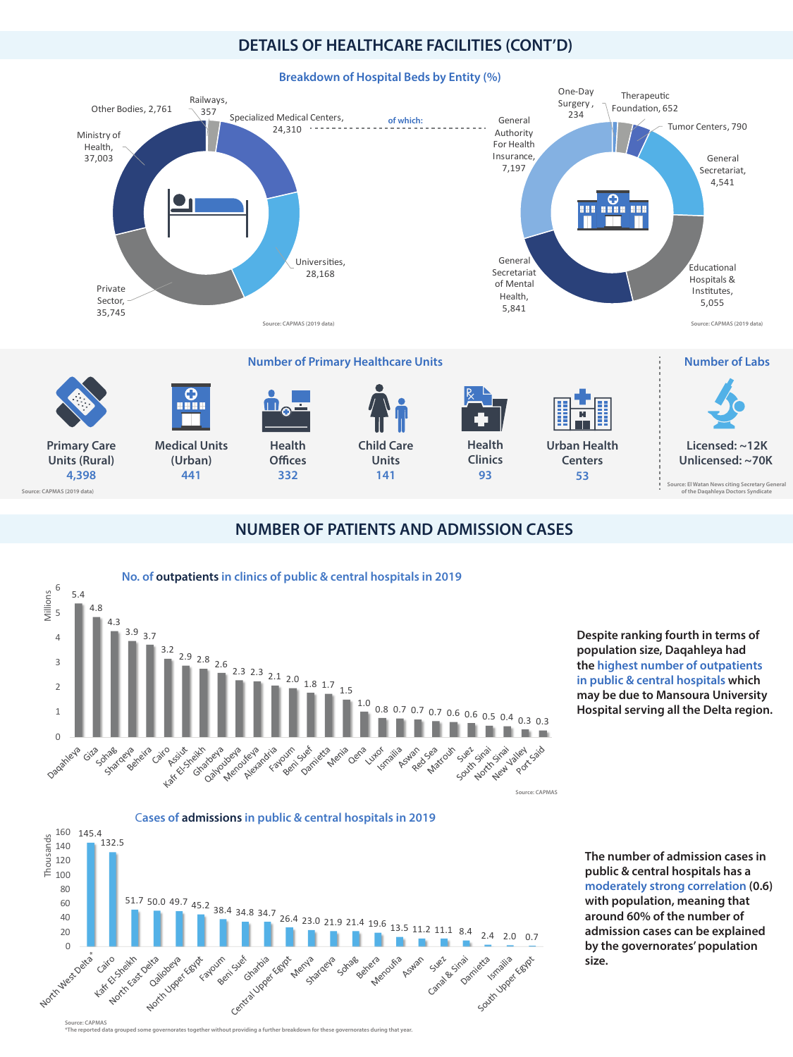## DETAILS OF HEALTHCARE FACILITIES (CONT'D)

### Breakdown of Hospital Beds by Entity (%)

| Entity | Beds |
|---|---|
| Ministry of Health | 37,003 |
| Private Sector | 35,745 |
| Universities | 28,168 |
| Specialized Medical Centers | 24,310 |
| Other Bodies | 2,761 |
| Railways | 357 |

of which (Specialized Medical Centers):

| Entity | Beds |
|---|---|
| General Authority For Health Insurance | 7,197 |
| General Secretariat of Mental Health | 5,841 |
| Educational Hospitals & Institutes | 5,055 |
| General Secretariat | 4,541 |
| Tumor Centers | 790 |
| Therapeutic Foundation | 652 |
| One-Day Surgery | 234 |

Source: CAPMAS (2019 data)

### Number of Primary Healthcare Units

| Unit | Number |
|---|---|
| Primary Care Units (Rural) | 4,398 |
| Medical Units (Urban) | 441 |
| Health Offices | 332 |
| Child Care Units | 141 |
| Health Clinics | 93 |
| Urban Health Centers | 53 |

Source: CAPMAS (2019 data)

### Number of Labs

Licensed: ~12K
Unlicensed: ~70K

Source: El Watan News citing Secretary General of the Daqahleya Doctors Syndicate

## NUMBER OF PATIENTS AND ADMISSION CASES

### No. of outpatients in clinics of public & central hospitals in 2019

| Governorate | Outpatients (Millions) |
|---|---|
| Daqahleya | 5.4 |
| Giza | 4.8 |
| Sohag | 4.3 |
| Sharqeya | 3.9 |
| Beheira | 3.7 |
| Cairo | 3.2 |
| Assiut | 2.9 |
| Kafr El-Sheikh | 2.8 |
| Gharbeya | 2.6 |
| Qalyoubeya | 2.3 |
| Menoufeya | 2.3 |
| Alexandria | 2.1 |
| Fayoum | 2.0 |
| Beni Suef | 1.8 |
| Damietta | 1.7 |
| Menia | 1.5 |
| Qena | 1.0 |
| Luxor | 0.8 |
| Ismailia | 0.7 |
| Aswan | 0.7 |
| Red Sea | 0.7 |
| Matrouh | 0.6 |
| Suez | 0.6 |
| South Sinai | 0.5 |
| North Sinai | 0.4 |
| New Valley | 0.3 |
| Port Said | 0.3 |

Source: CAPMAS

Despite ranking fourth in terms of population size, Daqahleya had the highest number of outpatients in public & central hospitals which may be due to Mansoura University Hospital serving all the Delta region.

### Cases of admissions in public & central hospitals in 2019

| Governorate | Admissions (Thousands) |
|---|---|
| North West Delta* | 145.4 |
| Cairo | 132.5 |
| Kafr El-Sheikh | 51.7 |
| North East Delta | 50.0 |
| Qaliobeya | 49.7 |
| North Upper Egypt | 45.2 |
| Fayoum | 38.4 |
| Beni Suef | 34.8 |
| Gharbia | 34.7 |
| Central Upper Egypt | 26.4 |
| Menya | 23.0 |
| Sharqeya | 21.9 |
| Sohag | 21.4 |
| Behera | 19.6 |
| Menoufia | 13.5 |
| Aswan | 11.2 |
| Suez | 11.1 |
| Canal & Sinai | 8.4 |
| Damietta | 2.4 |
| Ismailia | 2.0 |
| South Upper Egypt | 0.7 |

Source: CAPMAS
*The reported data grouped some governorates together without providing a further breakdown for these governorates during that year.

The number of admission cases in public & central hospitals has a moderately strong correlation (0.6) with population, meaning that around 60% of the number of admission cases can be explained by the governorates' population size.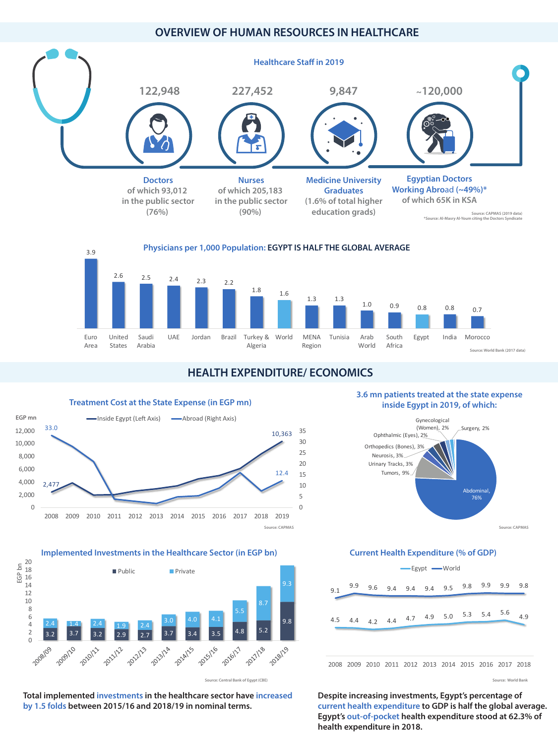## OVERVIEW OF HUMAN RESOURCES IN HEALTHCARE

### Healthcare Staff in 2019

| 122,948 | 227,452 | 9,847 | ~120,000 |
|---|---|---|---|
| **Doctors** of which 93,012 in the public sector (76%) | **Nurses** of which 205,183 in the public sector (90%) | **Medicine University Graduates** (1.6% of total higher education grads) | **Egyptian Doctors Working Abroad (~49%)*** of which 65K in KSA |

Source: CAPMAS (2019 data)
*Source: Al-Masry Al-Youm citing the Doctors Syndicate

### Physicians per 1,000 Population: EGYPT IS HALF THE GLOBAL AVERAGE

| Euro Area | United States | Saudi Arabia | UAE | Jordan | Brazil | Turkey & Algeria | World | MENA Region | Tunisia | Arab World | South Africa | Egypt | India | Morocco |
|---|---|---|---|---|---|---|---|---|---|---|---|---|---|---|
| 3.9 | 2.6 | 2.5 | 2.4 | 2.3 | 2.2 | 1.8 | 1.6 | 1.3 | 1.3 | 1.0 | 0.9 | 0.8 | 0.8 | 0.7 |

Source: World Bank (2017 data)

## HEALTH EXPENDITURE/ ECONOMICS

### Treatment Cost at the State Expense (in EGP mn)

Inside Egypt (Left Axis): 2,477 (2008) to 10,363 (2019)
Abroad (Right Axis): 33.0 (2008) to 12.4 (2019)

Source: CAPMAS

### 3.6 mn patients treated at the state expense inside Egypt in 2019, of which:

| Category | Share |
|---|---|
| Abdominal | 76% |
| Tumors | 9% |
| Urinary Tracks | 3% |
| Neurosis | 3% |
| Orthopedics (Bones) | 3% |
| Ophthalmic (Eyes) | 2% |
| Gynecological (Women) | 2% |
| Surgery | 2% |

Source: CAPMAS

### Implemented Investments in the Healthcare Sector (in EGP bn)

| | 2008/09 | 2009/10 | 2010/11 | 2011/12 | 2012/13 | 2013/14 | 2014/15 | 2015/16 | 2016/17 | 2017/18 | 2018/19 |
|---|---|---|---|---|---|---|---|---|---|---|---|
| Public | 3.2 | 3.7 | 3.2 | 2.9 | 2.7 | 3.7 | 3.4 | 3.5 | 4.8 | 5.2 | 9.8 |
| Private | 2.4 | 1.4 | 2.4 | 1.9 | 2.4 | 3.0 | 4.0 | 4.1 | 5.5 | 8.7 | 9.3 |

Source: Central Bank of Egypt (CBE)

### Current Health Expenditure (% of GDP)

| | 2008 | 2009 | 2010 | 2011 | 2012 | 2013 | 2014 | 2015 | 2016 | 2017 | 2018 |
|---|---|---|---|---|---|---|---|---|---|---|---|
| Egypt | 4.5 | 4.4 | 4.2 | 4.4 | 4.7 | 4.9 | 5.0 | 5.3 | 5.4 | 5.6 | 4.9 |
| World | 9.1 | 9.9 | 9.6 | 9.4 | 9.4 | 9.4 | 9.5 | 9.8 | 9.9 | 9.9 | 9.8 |

Source: World Bank

**Total implemented investments in the healthcare sector have increased by 1.5 folds between 2015/16 and 2018/19 in nominal terms.**

**Despite increasing investments, Egypt's percentage of current health expenditure to GDP is half the global average. Egypt's out-of-pocket health expenditure stood at 62.3% of health expenditure in 2018.**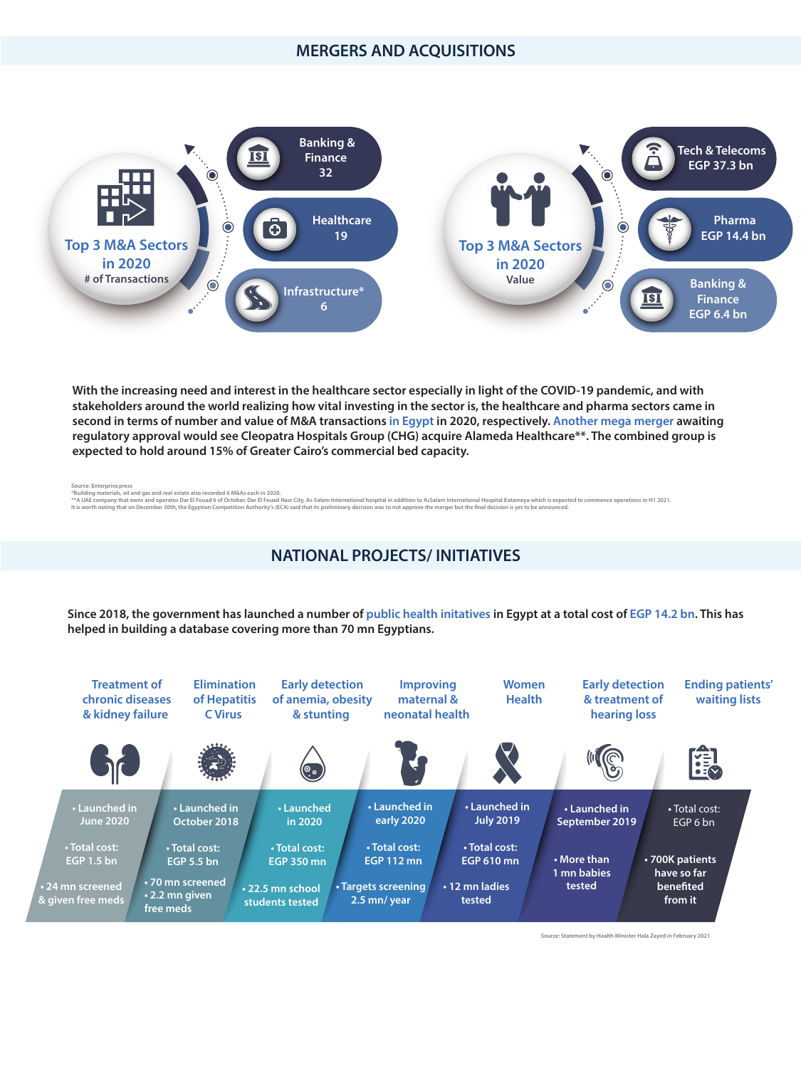## MERGERS AND ACQUISITIONS

**Top 3 M&A Sectors in 2020**
# of Transactions

- Banking & Finance: 32
- Healthcare: 19
- Infrastructure*: 6

**Top 3 M&A Sectors in 2020**
Value

- Tech & Telecoms: EGP 37.3 bn
- Pharma: EGP 14.4 bn
- Banking & Finance: EGP 6.4 bn

**With the increasing need and interest in the healthcare sector especially in light of the COVID-19 pandemic, and with stakeholders around the world realizing how vital investing in the sector is, the healthcare and pharma sectors came in second in terms of number and value of M&A transactions in Egypt in 2020, respectively. Another mega merger awaiting regulatory approval would see Cleopatra Hospitals Group (CHG) acquire Alameda Healthcare**. The combined group is expected to hold around 15% of Greater Cairo's commercial bed capacity.**

Source: Enterprise.press
*Building materials, oil and gas and real estate also recorded 6 M&As each in 2020.
**A UAE company that owns and operates Dar El Fouad 6 of October, Dar El Fouad Nasr City, As-Salam International hospital in addition to AsSalam International Hospital Katameya which is expected to commence operations in H1 2021.
It is worth noting that on December 30th, the Egyptian Competition Authority's (ECA) said that its preliminary decision was to not approve the merger but the final decision is yet to be announced.

## NATIONAL PROJECTS/ INITIATIVES

**Since 2018, the government has launched a number of public health initatives in Egypt at a total cost of EGP 14.2 bn. This has helped in building a database covering more than 70 mn Egyptians.**

| Treatment of chronic diseases & kidney failure | Elimination of Hepatitis C Virus | Early detection of anemia, obesity & stunting | Improving maternal & neonatal health | Women Health | Early detection & treatment of hearing loss | Ending patients' waiting lists |
|---|---|---|---|---|---|---|
| • Launched in June 2020 | • Launched in October 2018 | • Launched in 2020 | • Launched in early 2020 | • Launched in July 2019 | • Launched in September 2019 | • Total cost: EGP 6 bn |
| • Total cost: EGP 1.5 bn | • Total cost: EGP 5.5 bn | • Total cost: EGP 350 mn | • Total cost: EGP 112 mn | • Total cost: EGP 610 mn | • More than 1 mn babies tested | • 700K patients have so far benefited from it |
| • 24 mn screened & given free meds | • 70 mn screened<br>• 2.2 mn given free meds | • 22.5 mn school students tested | • Targets screening 2.5 mn/ year | • 12 mn ladies tested | | |

Source: Statement by Health Minister Hala Zayed in February 2021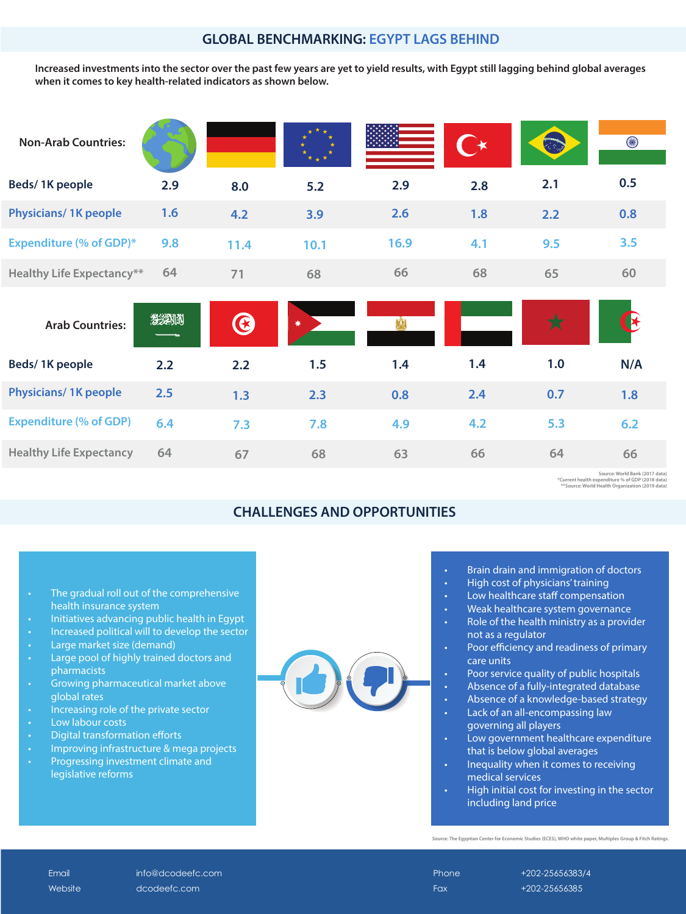## GLOBAL BENCHMARKING: EGYPT LAGS BEHIND

**Increased investments into the sector over the past few years are yet to yield results, with Egypt still lagging behind global averages when it comes to key health-related indicators as shown below.**

| Non-Arab Countries: | World | Germany | EU | USA | Turkey | Brazil | India |
|---|---|---|---|---|---|---|---|
| Beds/ 1K people | 2.9 | 8.0 | 5.2 | 2.9 | 2.8 | 2.1 | 0.5 |
| Physicians/ 1K people | 1.6 | 4.2 | 3.9 | 2.6 | 1.8 | 2.2 | 0.8 |
| Expenditure (% of GDP)* | 9.8 | 11.4 | 10.1 | 16.9 | 4.1 | 9.5 | 3.5 |
| Healthy Life Expectancy** | 64 | 71 | 68 | 66 | 68 | 65 | 60 |

| Arab Countries: | Saudi Arabia | Tunisia | Jordan | Egypt | UAE | Morocco | Algeria |
|---|---|---|---|---|---|---|---|
| Beds/ 1K people | 2.2 | 2.2 | 1.5 | 1.4 | 1.4 | 1.0 | N/A |
| Physicians/ 1K people | 2.5 | 1.3 | 2.3 | 0.8 | 2.4 | 0.7 | 1.8 |
| Expenditure (% of GDP) | 6.4 | 7.3 | 7.8 | 4.9 | 4.2 | 5.3 | 6.2 |
| Healthy Life Expectancy | 64 | 67 | 68 | 63 | 66 | 64 | 66 |

Source: World Bank (2017 data)
*Current health expenditure % of GDP (2018 data)
**Source: World Health Organization (2019 data)

## CHALLENGES AND OPPORTUNITIES

- The gradual roll out of the comprehensive health insurance system
- Initiatives advancing public health in Egypt
- Increased political will to develop the sector
- Large market size (demand)
- Large pool of highly trained doctors and pharmacists
- Growing pharmaceutical market above global rates
- Increasing role of the private sector
- Low labour costs
- Digital transformation efforts
- Improving infrastructure & mega projects
- Progressing investment climate and legislative reforms

- Brain drain and immigration of doctors
- High cost of physicians' training
- Low healthcare staff compensation
- Weak healthcare system governance
- Role of the health ministry as a provider not as a regulator
- Poor efficiency and readiness of primary care units
- Poor service quality of public hospitals
- Absence of a fully-integrated database
- Absence of a knowledge-based strategy
- Lack of an all-encompassing law governing all players
- Low government healthcare expenditure that is below global averages
- Inequality when it comes to receiving medical services
- High initial cost for investing in the sector including land price

Source: The Egyptian Center for Economic Studies (ECES), WHO white paper, Multiples Group & Fitch Ratings.

Email info@dcodeefc.com
Website dcodeefc.com
Phone +202-25656383/4
Fax +202-25656385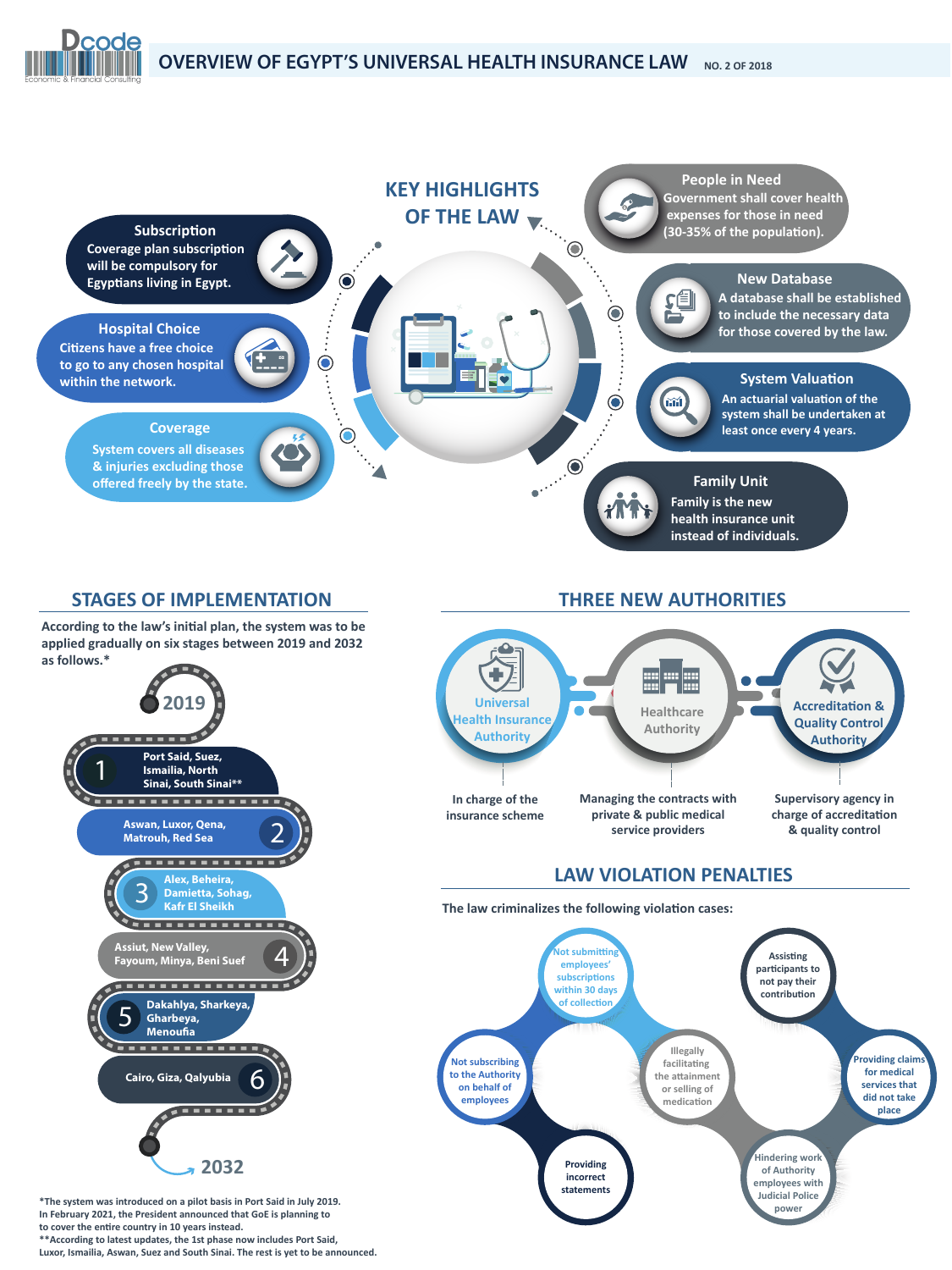# OVERVIEW OF EGYPT'S UNIVERSAL HEALTH INSURANCE LAW NO. 2 OF 2018

## KEY HIGHLIGHTS OF THE LAW

**Subscription**
Coverage plan subscription will be compulsory for Egyptians living in Egypt.

**Hospital Choice**
Citizens have a free choice to go to any chosen hospital within the network.

**Coverage**
System covers all diseases & injuries excluding those offered freely by the state.

**People in Need**
Government shall cover health expenses for those in need (30-35% of the population).

**New Database**
A database shall be established to include the necessary data for those covered by the law.

**System Valuation**
An actuarial valuation of the system shall be undertaken at least once every 4 years.

**Family Unit**
Family is the new health insurance unit instead of individuals.

## STAGES OF IMPLEMENTATION

According to the law's initial plan, the system was to be applied gradually on six stages between 2019 and 2032 as follows.*

2019

1. Port Said, Suez, Ismailia, North Sinai, South Sinai**
2. Aswan, Luxor, Qena, Matrouh, Red Sea
3. Alex, Beheira, Damietta, Sohag, Kafr El Sheikh
4. Assiut, New Valley, Fayoum, Minya, Beni Suef
5. Dakahlya, Sharkeya, Gharbeya, Menoufia
6. Cairo, Giza, Qalyubia

2032

*The system was introduced on a pilot basis in Port Said in July 2019. In February 2021, the President announced that GoE is planning to to cover the entire country in 10 years instead.
**According to latest updates, the 1st phase now includes Port Said, Luxor, Ismailia, Aswan, Suez and South Sinai. The rest is yet to be announced.

## THREE NEW AUTHORITIES

- **Universal Health Insurance Authority**: In charge of the insurance scheme
- **Healthcare Authority**: Managing the contracts with private & public medical service providers
- **Accreditation & Quality Control Authority**: Supervisory agency in charge of accreditation & quality control

## LAW VIOLATION PENALTIES

The law criminalizes the following violation cases:

- Not submitting employees' subscriptions within 30 days of collection
- Assisting participants to not pay their contribution
- Not subscribing to the Authority on behalf of employees
- Illegally facilitating the attainment or selling of medication
- Providing claims for medical services that did not take place
- Providing incorrect statements
- Hindering work of Authority employees with Judicial Police power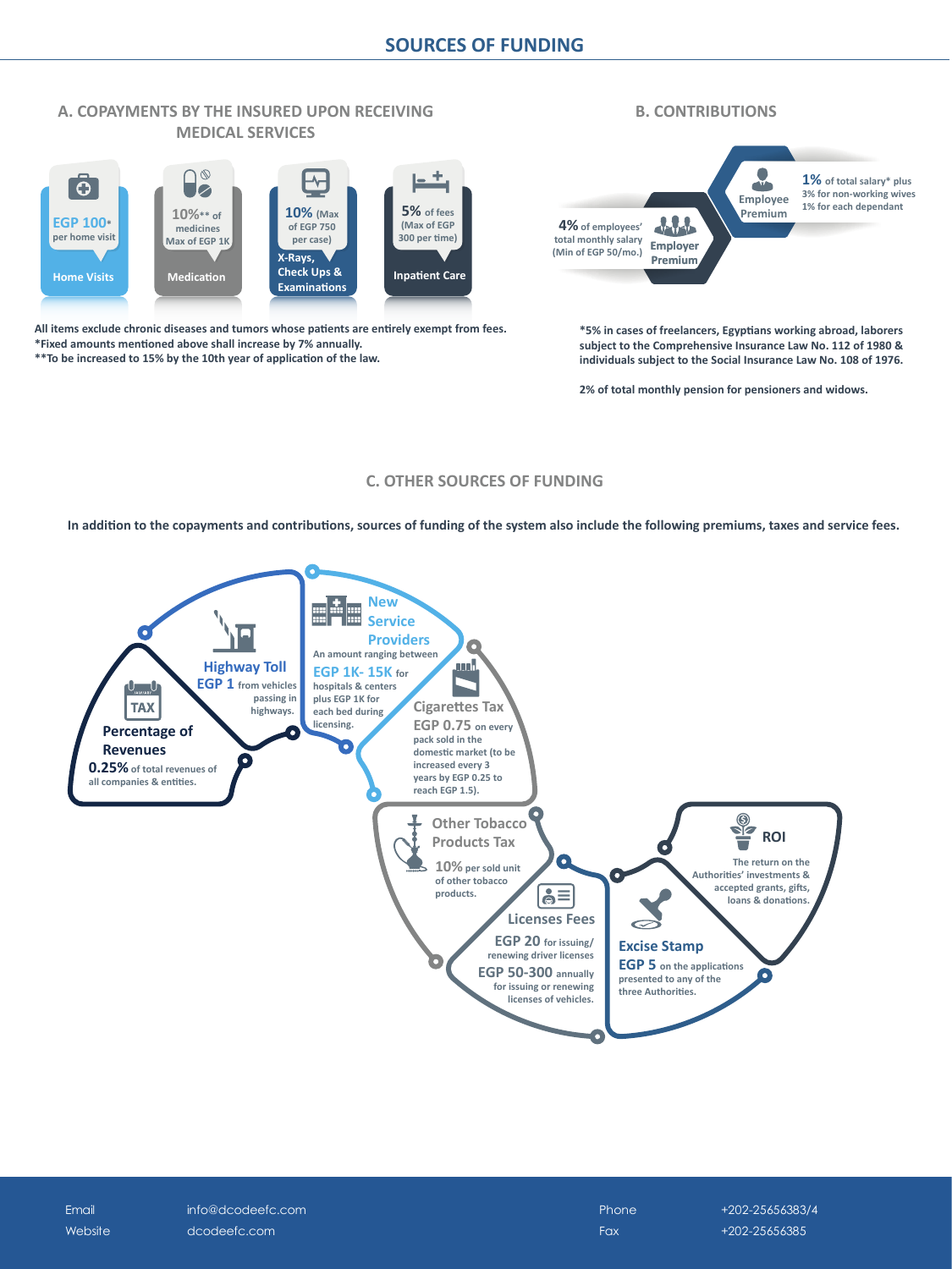# SOURCES OF FUNDING

## A. COPAYMENTS BY THE INSURED UPON RECEIVING MEDICAL SERVICES

**Home Visits**
EGP 100* per home visit

**Medication**
10%** of medicines Max of EGP 1K

**X-Rays, Check Ups & Examinations**
10% (Max of EGP 750 per case)

**Inpatient Care**
5% of fees (Max of EGP 300 per time)

All items exclude chronic diseases and tumors whose patients are entirely exempt from fees.
*Fixed amounts mentioned above shall increase by 7% annually.
**To be increased to 15% by the 10th year of application of the law.

## B. CONTRIBUTIONS

**Employee Premium**
1% of total salary* plus 3% for non-working wives 1% for each dependant

**Employer Premium**
4% of employees' total monthly salary (Min of EGP 50/mo.)

*5% in cases of freelancers, Egyptians working abroad, laborers subject to the Comprehensive Insurance Law No. 112 of 1980 & individuals subject to the Social Insurance Law No. 108 of 1976.

2% of total monthly pension for pensioners and widows.

## C. OTHER SOURCES OF FUNDING

In addition to the copayments and contributions, sources of funding of the system also include the following premiums, taxes and service fees.

**Percentage of Revenues**
0.25% of total revenues of all companies & entities.

**Highway Toll**
EGP 1 from vehicles passing in highways.

**New Service Providers**
An amount ranging between EGP 1K- 15K for hospitals & centers plus EGP 1K for each bed during licensing.

**Cigarettes Tax**
EGP 0.75 on every pack sold in the domestic market (to be increased every 3 years by EGP 0.25 to reach EGP 1.5).

**Other Tobacco Products Tax**
10% per sold unit of other tobacco products.

**Licenses Fees**
EGP 20 for issuing/ renewing driver licenses
EGP 50-300 annually for issuing or renewing licenses of vehicles.

**Excise Stamp**
EGP 5 on the applications presented to any of the three Authorities.

**ROI**
The return on the Authorities' investments & accepted grants, gifts, loans & donations.

Email info@dcodeefc.com
Website dcodeefc.com
Phone +202-25656383/4
Fax +202-25656385